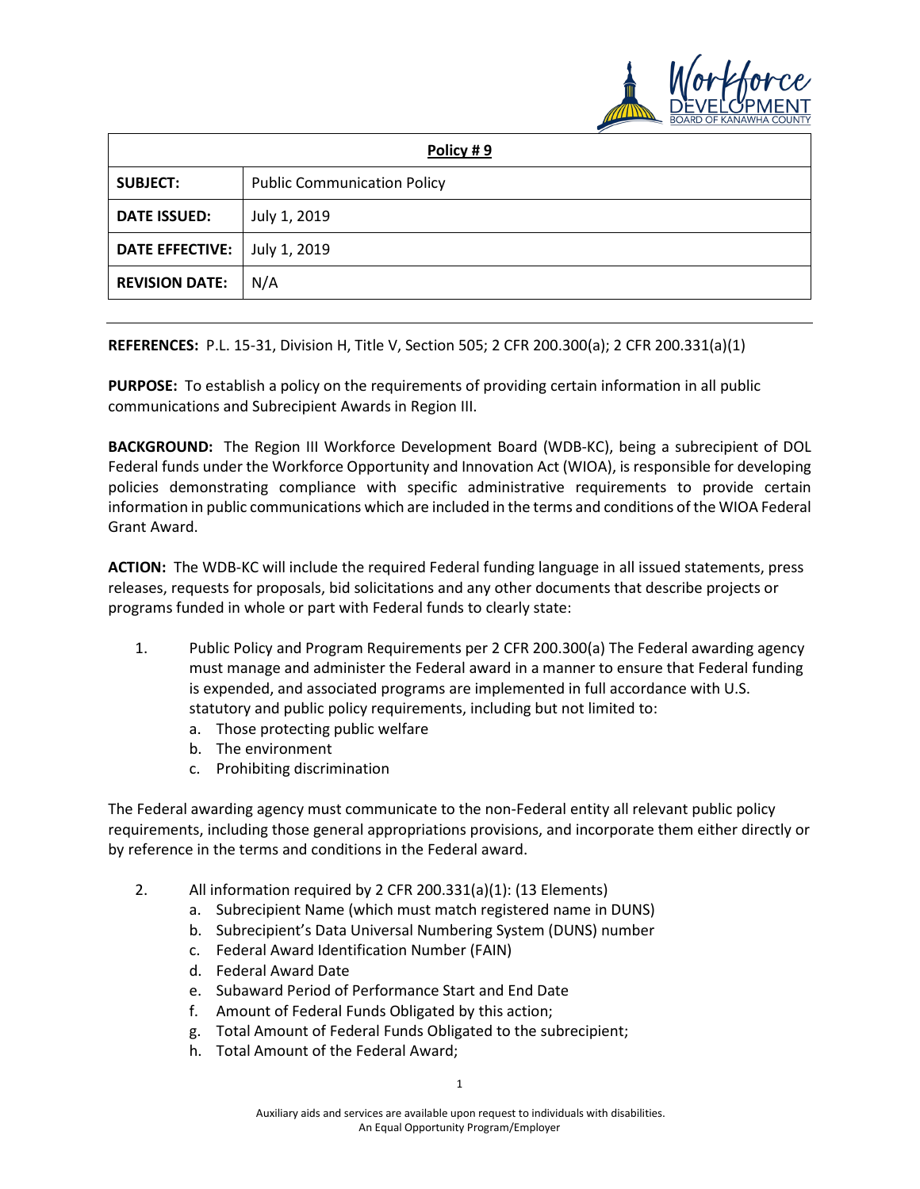| Policy # 9 | |
|---|---|
| **SUBJECT:** | Public Communication Policy |
| **DATE ISSUED:** | July 1, 2019 |
| **DATE EFFECTIVE:** | July 1, 2019 |
| **REVISION DATE:** | N/A |

**REFERENCES:** P.L. 15-31, Division H, Title V, Section 505; 2 CFR 200.300(a); 2 CFR 200.331(a)(1)

**PURPOSE:** To establish a policy on the requirements of providing certain information in all public communications and Subrecipient Awards in Region III.

**BACKGROUND:** The Region III Workforce Development Board (WDB-KC), being a subrecipient of DOL Federal funds under the Workforce Opportunity and Innovation Act (WIOA), is responsible for developing policies demonstrating compliance with specific administrative requirements to provide certain information in public communications which are included in the terms and conditions of the WIOA Federal Grant Award.

**ACTION:** The WDB-KC will include the required Federal funding language in all issued statements, press releases, requests for proposals, bid solicitations and any other documents that describe projects or programs funded in whole or part with Federal funds to clearly state:

1. Public Policy and Program Requirements per 2 CFR 200.300(a) The Federal awarding agency must manage and administer the Federal award in a manner to ensure that Federal funding is expended, and associated programs are implemented in full accordance with U.S. statutory and public policy requirements, including but not limited to:
   a. Those protecting public welfare
   b. The environment
   c. Prohibiting discrimination

The Federal awarding agency must communicate to the non-Federal entity all relevant public policy requirements, including those general appropriations provisions, and incorporate them either directly or by reference in the terms and conditions in the Federal award.

2. All information required by 2 CFR 200.331(a)(1): (13 Elements)
   a. Subrecipient Name (which must match registered name in DUNS)
   b. Subrecipient's Data Universal Numbering System (DUNS) number
   c. Federal Award Identification Number (FAIN)
   d. Federal Award Date
   e. Subaward Period of Performance Start and End Date
   f. Amount of Federal Funds Obligated by this action;
   g. Total Amount of Federal Funds Obligated to the subrecipient;
   h. Total Amount of the Federal Award;

Auxiliary aids and services are available upon request to individuals with disabilities.
An Equal Opportunity Program/Employer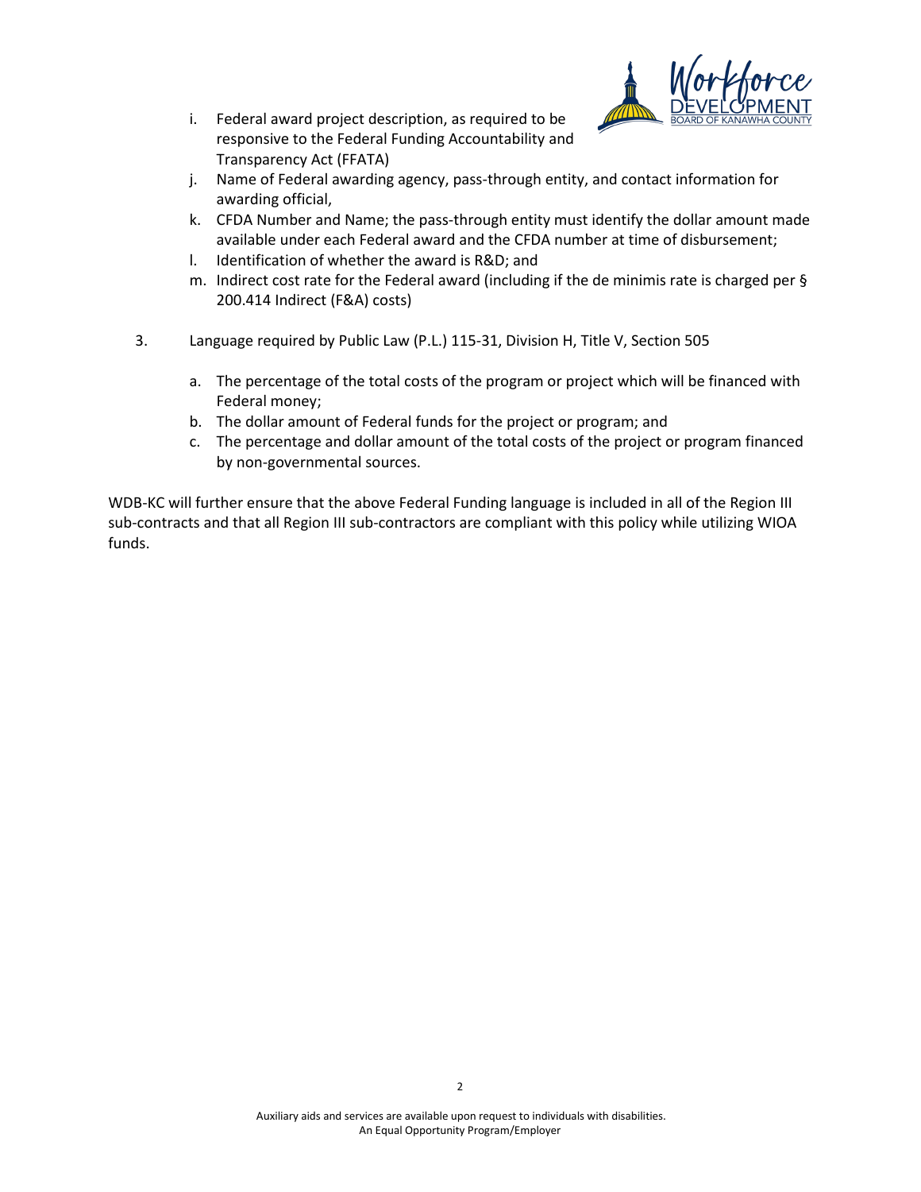i. Federal award project description, as required to be responsive to the Federal Funding Accountability and Transparency Act (FFATA)
j. Name of Federal awarding agency, pass-through entity, and contact information for awarding official,
k. CFDA Number and Name; the pass-through entity must identify the dollar amount made available under each Federal award and the CFDA number at time of disbursement;
l. Identification of whether the award is R&D; and
m. Indirect cost rate for the Federal award (including if the de minimis rate is charged per § 200.414 Indirect (F&A) costs)

3. Language required by Public Law (P.L.) 115-31, Division H, Title V, Section 505

   a. The percentage of the total costs of the program or project which will be financed with Federal money;
   b. The dollar amount of Federal funds for the project or program; and
   c. The percentage and dollar amount of the total costs of the project or program financed by non-governmental sources.

WDB-KC will further ensure that the above Federal Funding language is included in all of the Region III sub-contracts and that all Region III sub-contractors are compliant with this policy while utilizing WIOA funds.

Auxiliary aids and services are available upon request to individuals with disabilities.
An Equal Opportunity Program/Employer